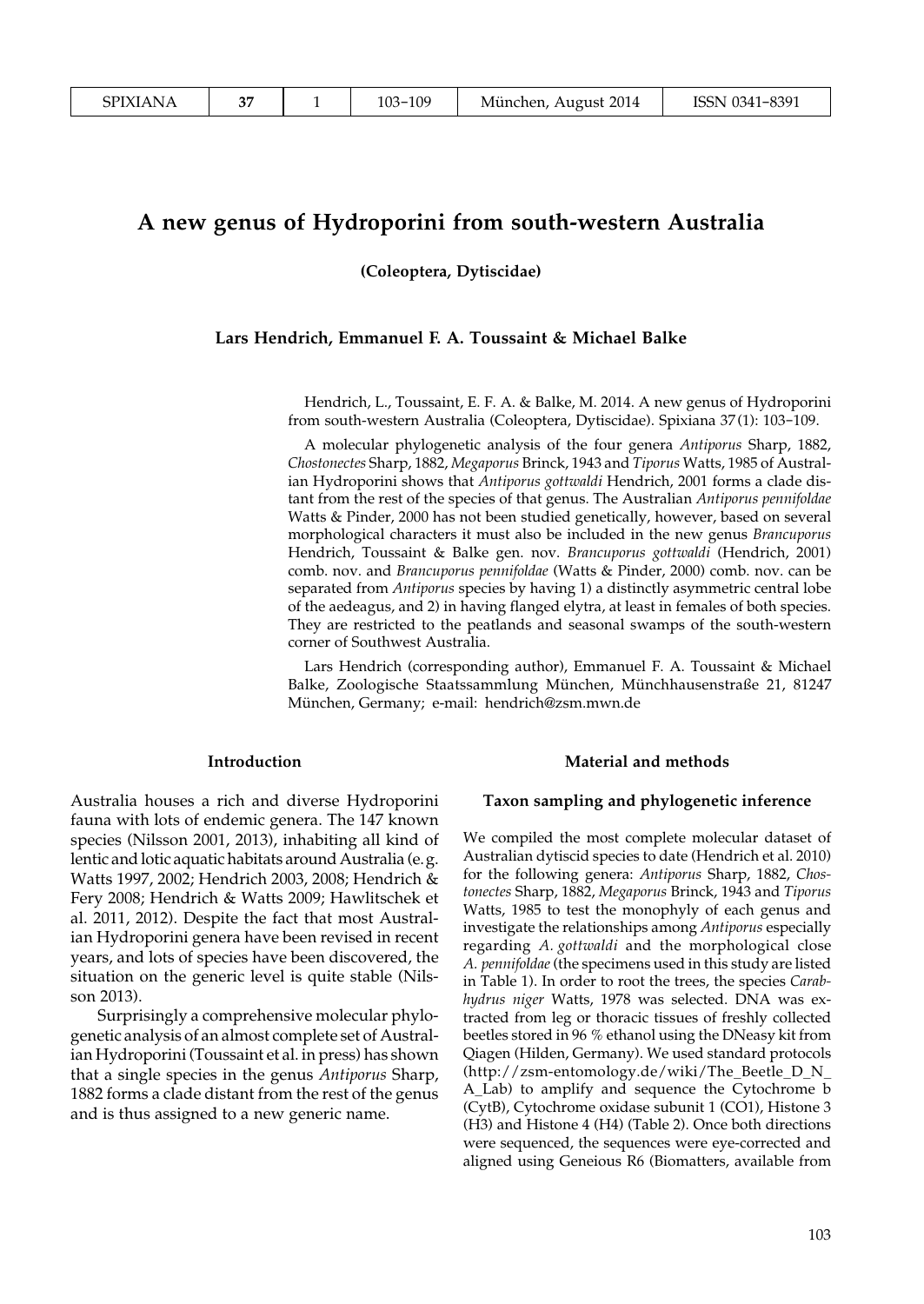# A new genus of Hydroporini from south-western Australia

**(Coleoptera, Dytiscidae)**

**Lars Hendrich, Emmanuel F. A. Toussaint & Michael Balke**

Hendrich, L., Toussaint, E. F. A. & Balke, M. 2014. A new genus of Hydroporini from south-western Australia (Coleoptera, Dytiscidae). Spixiana 37 (1): 103–109.

A molecular phylogenetic analysis of the four genera *Antiporus* Sharp, 1882, *Chostonectes* Sharp, 1882, *Megaporus* Brinck, 1943 and *Tiporus* Watts, 1985 of Australian Hydroporini shows that *Antiporus gottwaldi* Hendrich, 2001 forms a clade distant from the rest of the species of that genus. The Australian *Antiporus pennifoldae* Watts & Pinder, 2000 has not been studied genetically, however, based on several morphological characters it must also be included in the new genus *Brancuporus* Hendrich, Toussaint & Balke gen. nov. *Brancuporus gottwaldi* (Hendrich, 2001) comb. nov. and *Brancuporus pennifoldae* (Watts & Pinder, 2000) comb. nov. can be separated from *Antiporus* species by having 1) a distinctly asymmetric central lobe of the aedeagus, and 2) in having flanged elytra, at least in females of both species. They are restricted to the peatlands and seasonal swamps of the south-western corner of Southwest Australia.

Lars Hendrich (corresponding author), Emmanuel F. A. Toussaint & Michael Balke, Zoologische Staatssammlung München, Münchhausenstraße 21, 81247 München, Germany; e-mail: hendrich@zsm.mwn.de

## Introduction

Australia houses a rich and diverse Hydroporini fauna with lots of endemic genera. The 147 known species (Nilsson 2001, 2013), inhabiting all kind of lentic and lotic aquatic habitats around Australia (e.g. Watts 1997, 2002; Hendrich 2003, 2008; Hendrich & Fery 2008; Hendrich & Watts 2009; Hawlitschek et al. 2011, 2012). Despite the fact that most Australian Hydroporini genera have been revised in recent years, and lots of species have been discovered, the situation on the generic level is quite stable (Nilsson 2013).

Surprisingly a comprehensive molecular phylogenetic analysis of an almost complete set of Australian Hydroporini (Toussaint et al. in press) has shown that a single species in the genus *Antiporus* Sharp, 1882 forms a clade distant from the rest of the genus and is thus assigned to a new generic name.

## Material and methods

### Taxon sampling and phylogenetic inference

We compiled the most complete molecular dataset of Australian dytiscid species to date (Hendrich et al. 2010) for the following genera: *Antiporus* Sharp, 1882, *Chostonectes* Sharp, 1882, *Megaporus* Brinck, 1943 and *Tiporus* Watts, 1985 to test the monophyly of each genus and investigate the relationships among *Antiporus* especially regarding *A. gottwaldi* and the morphological close *A. pennifoldae* (the specimens used in this study are listed in Table 1). In order to root the trees, the species *Carabhydrus niger* Watts, 1978 was selected. DNA was extracted from leg or thoracic tissues of freshly collected beetles stored in 96 % ethanol using the DNeasy kit from Qiagen (Hilden, Germany). We used standard protocols (http://zsm-entomology.de/wiki/The_Beetle_D_N_A_Lab) to amplify and sequence the Cytochrome b (CytB), Cytochrome oxidase subunit 1 (CO1), Histone 3 (H3) and Histone 4 (H4) (Table 2). Once both directions were sequenced, the sequences were eye-corrected and aligned using Geneious R6 (Biomatters, available from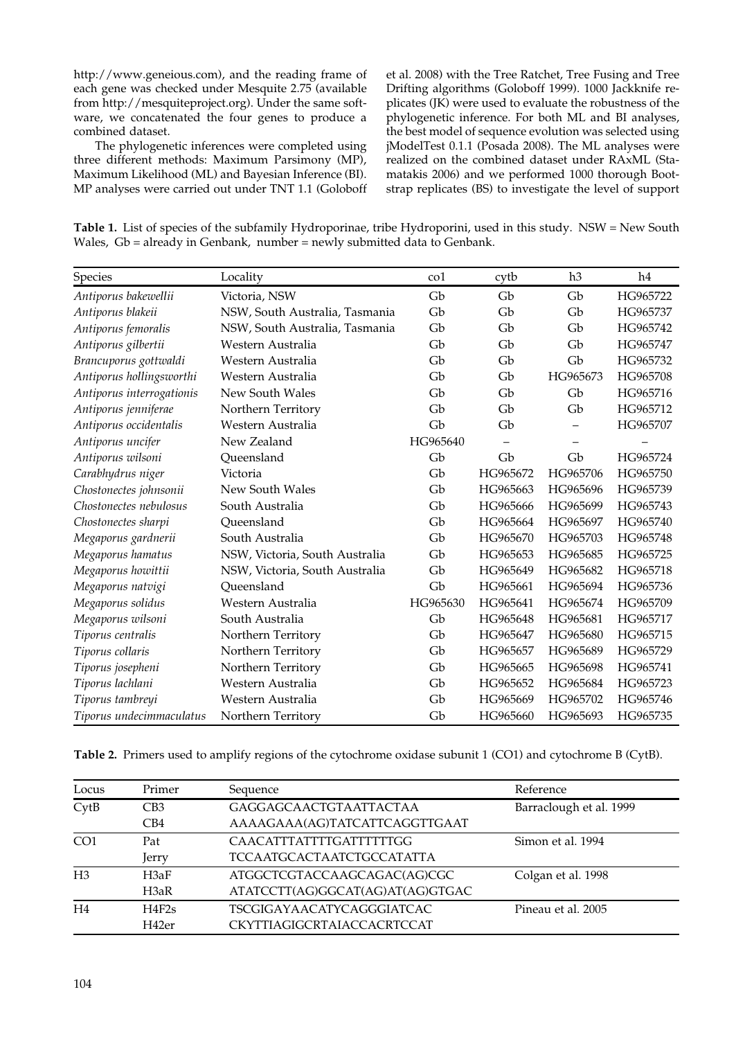http://www.geneious.com), and the reading frame of each gene was checked under Mesquite 2.75 (available from http://mesquiteproject.org). Under the same software, we concatenated the four genes to produce a combined dataset.

The phylogenetic inferences were completed using three different methods: Maximum Parsimony (MP), Maximum Likelihood (ML) and Bayesian Inference (BI). MP analyses were carried out under TNT 1.1 (Goloboff et al. 2008) with the Tree Ratchet, Tree Fusing and Tree Drifting algorithms (Goloboff 1999). 1000 Jackknife replicates (JK) were used to evaluate the robustness of the phylogenetic inference. For both ML and BI analyses, the best model of sequence evolution was selected using jModelTest 0.1.1 (Posada 2008). The ML analyses were realized on the combined dataset under RAxML (Stamatakis 2006) and we performed 1000 thorough Bootstrap replicates (BS) to investigate the level of support

**Table 1.** List of species of the subfamily Hydroporinae, tribe Hydroporini, used in this study. NSW = New South Wales, Gb = already in Genbank, number = newly submitted data to Genbank.

| Species | Locality | co1 | cytb | h3 | h4 |
|---|---|---|---|---|---|
| *Antiporus bakewellii* | Victoria, NSW | Gb | Gb | Gb | HG965722 |
| *Antiporus blakeii* | NSW, South Australia, Tasmania | Gb | Gb | Gb | HG965737 |
| *Antiporus femoralis* | NSW, South Australia, Tasmania | Gb | Gb | Gb | HG965742 |
| *Antiporus gilbertii* | Western Australia | Gb | Gb | Gb | HG965747 |
| *Brancuporus gottwaldi* | Western Australia | Gb | Gb | Gb | HG965732 |
| *Antiporus hollingsworthi* | Western Australia | Gb | Gb | HG965673 | HG965708 |
| *Antiporus interrogationis* | New South Wales | Gb | Gb | Gb | HG965716 |
| *Antiporus jenniferae* | Northern Territory | Gb | Gb | Gb | HG965712 |
| *Antiporus occidentalis* | Western Australia | Gb | Gb | – | HG965707 |
| *Antiporus uncifer* | New Zealand | HG965640 | – | – | – |
| *Antiporus wilsoni* | Queensland | Gb | Gb | Gb | HG965724 |
| *Carabhydrus niger* | Victoria | Gb | HG965672 | HG965706 | HG965750 |
| *Chostonectes johnsonii* | New South Wales | Gb | HG965663 | HG965696 | HG965739 |
| *Chostonectes nebulosus* | South Australia | Gb | HG965666 | HG965699 | HG965743 |
| *Chostonectes sharpi* | Queensland | Gb | HG965664 | HG965697 | HG965740 |
| *Megaporus gardnerii* | South Australia | Gb | HG965670 | HG965703 | HG965748 |
| *Megaporus hamatus* | NSW, Victoria, South Australia | Gb | HG965653 | HG965685 | HG965725 |
| *Megaporus howittii* | NSW, Victoria, South Australia | Gb | HG965649 | HG965682 | HG965718 |
| *Megaporus natvigi* | Queensland | Gb | HG965661 | HG965694 | HG965736 |
| *Megaporus solidus* | Western Australia | HG965630 | HG965641 | HG965674 | HG965709 |
| *Megaporus wilsoni* | South Australia | Gb | HG965648 | HG965681 | HG965717 |
| *Tiporus centralis* | Northern Territory | Gb | HG965647 | HG965680 | HG965715 |
| *Tiporus collaris* | Northern Territory | Gb | HG965657 | HG965689 | HG965729 |
| *Tiporus josepheni* | Northern Territory | Gb | HG965665 | HG965698 | HG965741 |
| *Tiporus lachlani* | Western Australia | Gb | HG965652 | HG965684 | HG965723 |
| *Tiporus tambreyi* | Western Australia | Gb | HG965669 | HG965702 | HG965746 |
| *Tiporus undecimmaculatus* | Northern Territory | Gb | HG965660 | HG965693 | HG965735 |

**Table 2.** Primers used to amplify regions of the cytochrome oxidase subunit 1 (CO1) and cytochrome B (CytB).

| Locus | Primer | Sequence | Reference |
|---|---|---|---|
| CytB | CB3 | GAGGAGCAACTGTAATTACTAA | Barraclough et al. 1999 |
| | CB4 | AAAAGAAA(AG)TATCATTCAGGTTGAAT | |
| CO1 | Pat | CAACATTTATTTTGATTTTTTGG | Simon et al. 1994 |
| | Jerry | TCCAATGCACTAATCTGCCATATTA | |
| H3 | H3aF | ATGGCTCGTACCAAGCAGAC(AG)CGC | Colgan et al. 1998 |
| | H3aR | ATATCCTT(AG)GGCAT(AG)AT(AG)GTGAC | |
| H4 | H4F2s | TSCGIGAYAACATYCAGGGIATCAC | Pineau et al. 2005 |
| | H42er | CKYTTIAGIGCRTAIACCACRTCCAT | |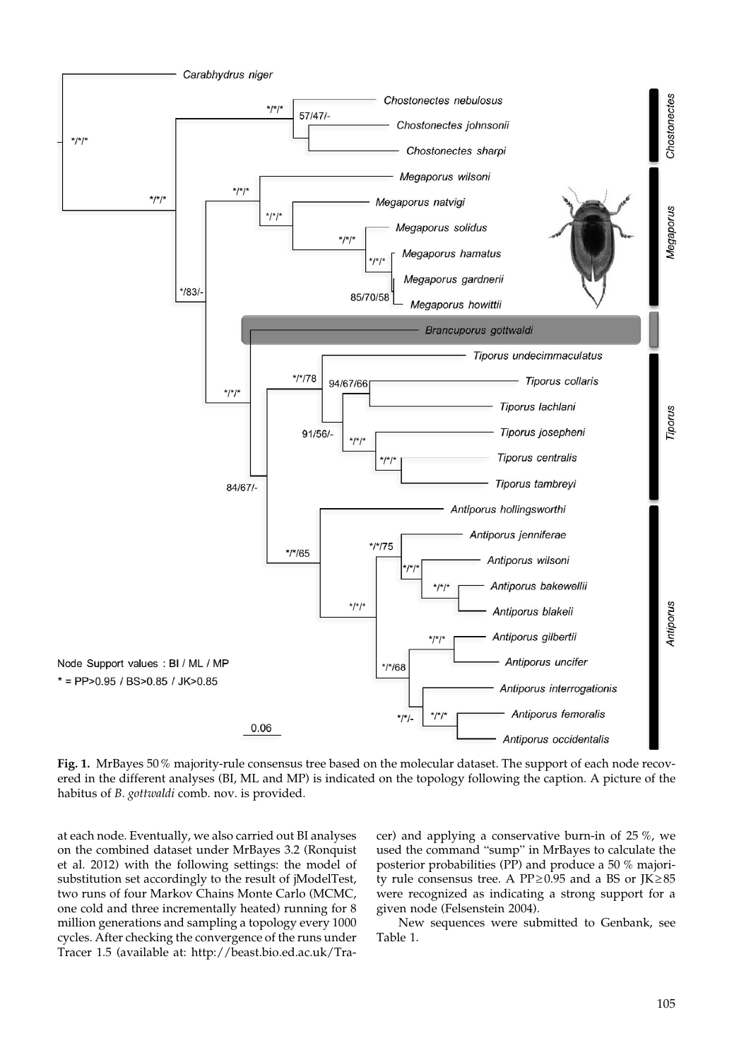**Fig. 1.** MrBayes 50 % majority-rule consensus tree based on the molecular dataset. The support of each node recovered in the different analyses (BI, ML and MP) is indicated on the topology following the caption. A picture of the habitus of *B. gottwaldi* comb. nov. is provided.

at each node. Eventually, we also carried out BI analyses on the combined dataset under MrBayes 3.2 (Ronquist et al. 2012) with the following settings: the model of substitution set accordingly to the result of jModelTest, two runs of four Markov Chains Monte Carlo (MCMC, one cold and three incrementally heated) running for 8 million generations and sampling a topology every 1000 cycles. After checking the convergence of the runs under Tracer 1.5 (available at: http://beast.bio.ed.ac.uk/Tracer) and applying a conservative burn-in of 25 %, we used the command "sump" in MrBayes to calculate the posterior probabilities (PP) and produce a 50 % majority rule consensus tree. A PP $\geq$ 0.95 and a BS or JK $\geq$ 85 were recognized as indicating a strong support for a given node (Felsenstein 2004).

New sequences were submitted to Genbank, see Table 1.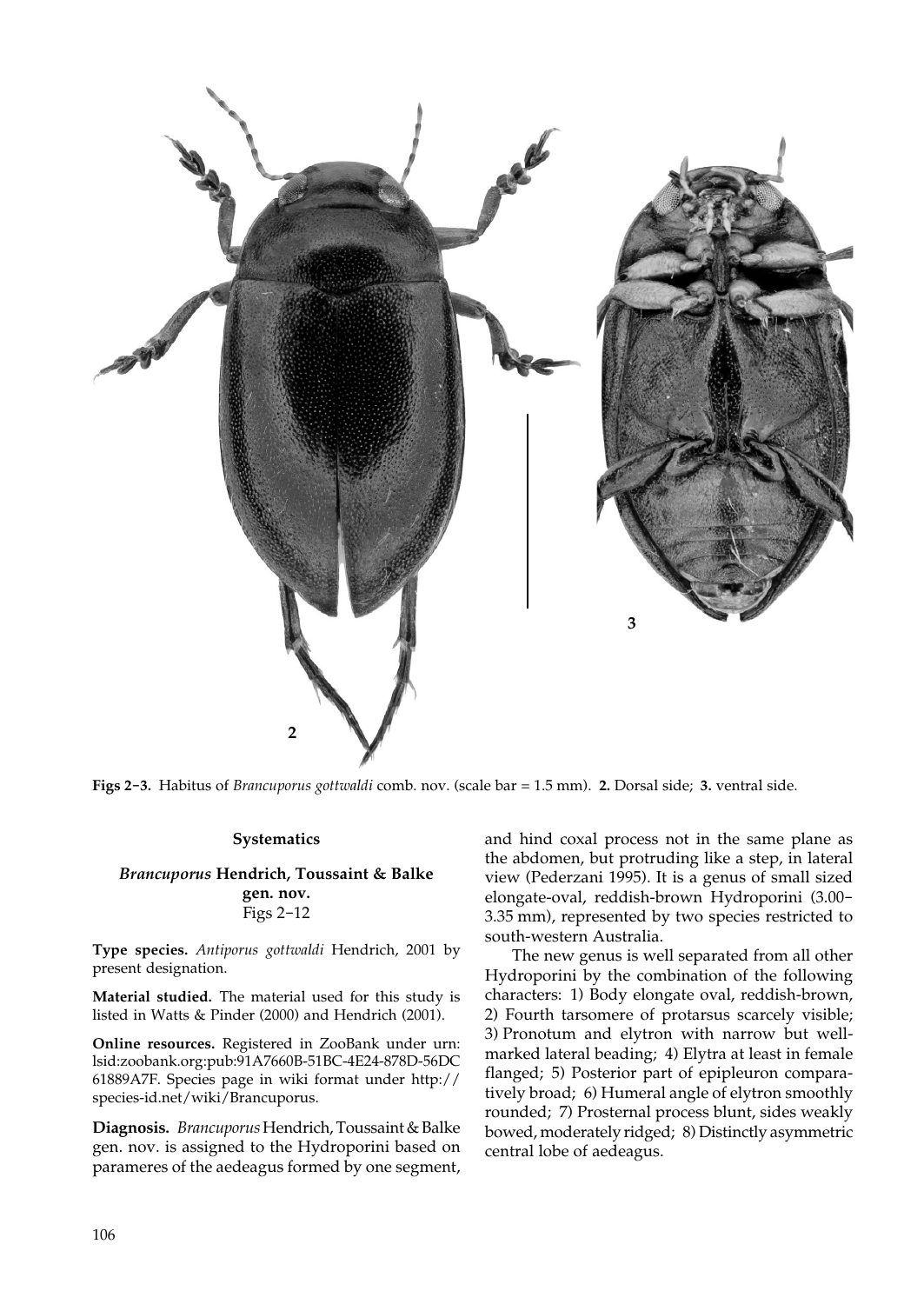**Figs 2–3.** Habitus of *Brancuporus gottwaldi* comb. nov. (scale bar = 1.5 mm). **2.** Dorsal side; **3.** ventral side.

## Systematics

### *Brancuporus* Hendrich, Toussaint & Balke gen. nov.

Figs 2–12

**Type species.** *Antiporus gottwaldi* Hendrich, 2001 by present designation.

**Material studied.** The material used for this study is listed in Watts & Pinder (2000) and Hendrich (2001).

**Online resources.** Registered in ZooBank under urn: lsid:zoobank.org:pub:91A7660B-51BC-4E24-878D-56DC61889A7F. Species page in wiki format under http://species-id.net/wiki/Brancuporus.

**Diagnosis.** *Brancuporus* Hendrich, Toussaint & Balke gen. nov. is assigned to the Hydroporini based on parameres of the aedeagus formed by one segment, and hind coxal process not in the same plane as the abdomen, but protruding like a step, in lateral view (Pederzani 1995). It is a genus of small sized elongate-oval, reddish-brown Hydroporini (3.00–3.35 mm), represented by two species restricted to south-western Australia.

The new genus is well separated from all other Hydroporini by the combination of the following characters: 1) Body elongate oval, reddish-brown, 2) Fourth tarsomere of protarsus scarcely visible; 3) Pronotum and elytron with narrow but well-marked lateral beading; 4) Elytra at least in female flanged; 5) Posterior part of epipleuron comparatively broad; 6) Humeral angle of elytron smoothly rounded; 7) Prosternal process blunt, sides weakly bowed, moderately ridged; 8) Distinctly asymmetric central lobe of aedeagus.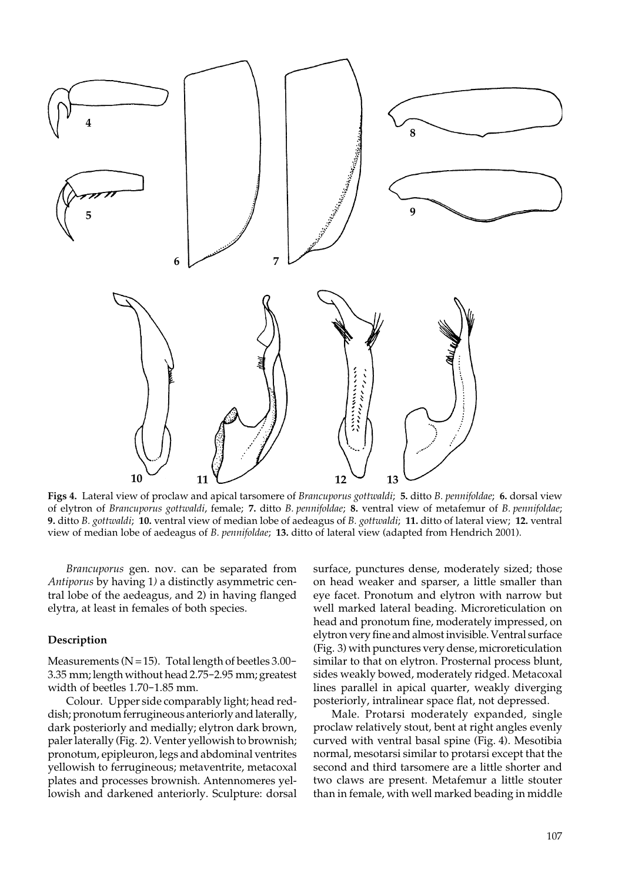**Figs 4.** Lateral view of proclaw and apical tarsomere of *Brancuporus gottwaldi*; **5.** ditto *B. pennifoldae*; **6.** dorsal view of elytron of *Brancuporus gottwaldi*, female; **7.** ditto *B. pennifoldae*; **8.** ventral view of metafemur of *B. pennifoldae*; **9.** ditto *B. gottwaldi*; **10.** ventral view of median lobe of aedeagus of *B. gottwaldi*; **11.** ditto of lateral view; **12.** ventral view of median lobe of aedeagus of *B. pennifoldae*; **13.** ditto of lateral view (adapted from Hendrich 2001).

*Brancuporus* gen. nov. can be separated from *Antiporus* by having 1) a distinctly asymmetric central lobe of the aedeagus, and 2) in having flanged elytra, at least in females of both species.

### Description

Measurements (N = 15). Total length of beetles 3.00–3.35 mm; length without head 2.75–2.95 mm; greatest width of beetles 1.70–1.85 mm.

Colour. Upper side comparably light; head reddish; pronotum ferrugineous anteriorly and laterally, dark posteriorly and medially; elytron dark brown, paler laterally (Fig. 2). Venter yellowish to brownish; pronotum, epipleuron, legs and abdominal ventrites yellowish to ferrugineous; metaventrite, metacoxal plates and processes brownish. Antennomeres yellowish and darkened anteriorly. Sculpture: dorsal surface, punctures dense, moderately sized; those on head weaker and sparser, a little smaller than eye facet. Pronotum and elytron with narrow but well marked lateral beading. Microreticulation on head and pronotum fine, moderately impressed, on elytron very fine and almost invisible. Ventral surface (Fig. 3) with punctures very dense, microreticulation similar to that on elytron. Prosternal process blunt, sides weakly bowed, moderately ridged. Metacoxal lines parallel in apical quarter, weakly diverging posteriorly, intralinear space flat, not depressed.

Male. Protarsi moderately expanded, single proclaw relatively stout, bent at right angles evenly curved with ventral basal spine (Fig. 4). Mesotibia normal, mesotarsi similar to protarsi except that the second and third tarsomere are a little shorter and two claws are present. Metafemur a little stouter than in female, with well marked beading in middle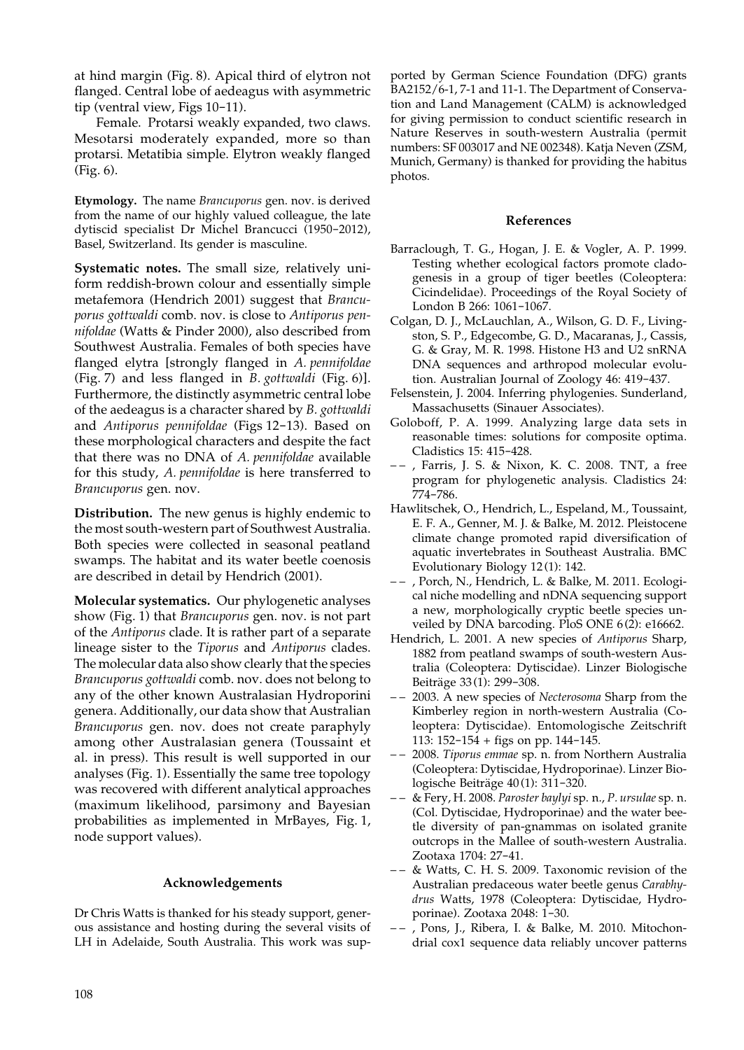at hind margin (Fig. 8). Apical third of elytron not flanged. Central lobe of aedeagus with asymmetric tip (ventral view, Figs 10-11).

Female. Protarsi weakly expanded, two claws. Mesotarsi moderately expanded, more so than protarsi. Metatibia simple. Elytron weakly flanged (Fig. 6).

**Etymology.** The name *Brancuporus* gen. nov. is derived from the name of our highly valued colleague, the late dytiscid specialist Dr Michel Brancucci (1950-2012), Basel, Switzerland. Its gender is masculine.

**Systematic notes.** The small size, relatively uniform reddish-brown colour and essentially simple metafemora (Hendrich 2001) suggest that *Brancuporus gottwaldi* comb. nov. is close to *Antiporus pennifoldae* (Watts & Pinder 2000), also described from Southwest Australia. Females of both species have flanged elytra [strongly flanged in *A. pennifoldae* (Fig. 7) and less flanged in *B. gottwaldi* (Fig. 6)]. Furthermore, the distinctly asymmetric central lobe of the aedeagus is a character shared by *B. gottwaldi* and *Antiporus pennifoldae* (Figs 12-13). Based on these morphological characters and despite the fact that there was no DNA of *A. pennifoldae* available for this study, *A. pennifoldae* is here transferred to *Brancuporus* gen. nov.

**Distribution.** The new genus is highly endemic to the most south-western part of Southwest Australia. Both species were collected in seasonal peatland swamps. The habitat and its water beetle coenosis are described in detail by Hendrich (2001).

**Molecular systematics.** Our phylogenetic analyses show (Fig. 1) that *Brancuporus* gen. nov. is not part of the *Antiporus* clade. It is rather part of a separate lineage sister to the *Tiporus* and *Antiporus* clades. The molecular data also show clearly that the species *Brancuporus gottwaldi* comb. nov. does not belong to any of the other known Australasian Hydroporini genera. Additionally, our data show that Australian *Brancuporus* gen. nov. does not create paraphyly among other Australasian genera (Toussaint et al. in press). This result is well supported in our analyses (Fig. 1). Essentially the same tree topology was recovered with different analytical approaches (maximum likelihood, parsimony and Bayesian probabilities as implemented in MrBayes, Fig. 1, node support values).

## Acknowledgements

Dr Chris Watts is thanked for his steady support, generous assistance and hosting during the several visits of LH in Adelaide, South Australia. This work was supported by German Science Foundation (DFG) grants BA2152/6-1, 7-1 and 11-1. The Department of Conservation and Land Management (CALM) is acknowledged for giving permission to conduct scientific research in Nature Reserves in south-western Australia (permit numbers: SF 003017 and NE 002348). Katja Neven (ZSM, Munich, Germany) is thanked for providing the habitus photos.

## References

Barraclough, T. G., Hogan, J. E. & Vogler, A. P. 1999. Testing whether ecological factors promote cladogenesis in a group of tiger beetles (Coleoptera: Cicindelidae). Proceedings of the Royal Society of London B 266: 1061-1067.

Colgan, D. J., McLauchlan, A., Wilson, G. D. F., Livingston, S. P., Edgecombe, G. D., Macaranas, J., Cassis, G. & Gray, M. R. 1998. Histone H3 and U2 snRNA DNA sequences and arthropod molecular evolution. Australian Journal of Zoology 46: 419-437.

Felsenstein, J. 2004. Inferring phylogenies. Sunderland, Massachusetts (Sinauer Associates).

Goloboff, P. A. 1999. Analyzing large data sets in reasonable times: solutions for composite optima. Cladistics 15: 415-428.

-- , Farris, J. S. & Nixon, K. C. 2008. TNT, a free program for phylogenetic analysis. Cladistics 24: 774-786.

Hawlitschek, O., Hendrich, L., Espeland, M., Toussaint, E. F. A., Genner, M. J. & Balke, M. 2012. Pleistocene climate change promoted rapid diversification of aquatic invertebrates in Southeast Australia. BMC Evolutionary Biology 12(1): 142.

-- , Porch, N., Hendrich, L. & Balke, M. 2011. Ecological niche modelling and nDNA sequencing support a new, morphologically cryptic beetle species unveiled by DNA barcoding. PloS ONE 6(2): e16662.

Hendrich, L. 2001. A new species of *Antiporus* Sharp, 1882 from peatland swamps of south-western Australia (Coleoptera: Dytiscidae). Linzer Biologische Beiträge 33(1): 299-308.

-- 2003. A new species of *Necterosoma* Sharp from the Kimberley region in north-western Australia (Coleoptera: Dytiscidae). Entomologische Zeitschrift 113: 152-154 + figs on pp. 144-145.

-- 2008. *Tiporus emmae* sp. n. from Northern Australia (Coleoptera: Dytiscidae, Hydroporinae). Linzer Biologische Beiträge 40(1): 311-320.

-- & Fery, H. 2008. *Paroster baylyi* sp. n., *P. ursulae* sp. n. (Col. Dytiscidae, Hydroporinae) and the water beetle diversity of pan-gnammas on isolated granite outcrops in the Mallee of south-western Australia. Zootaxa 1704: 27-41.

-- & Watts, C. H. S. 2009. Taxonomic revision of the Australian predaceous water beetle genus *Carabhydrus* Watts, 1978 (Coleoptera: Dytiscidae, Hydroporinae). Zootaxa 2048: 1-30.

-- , Pons, J., Ribera, I. & Balke, M. 2010. Mitochondrial cox1 sequence data reliably uncover patterns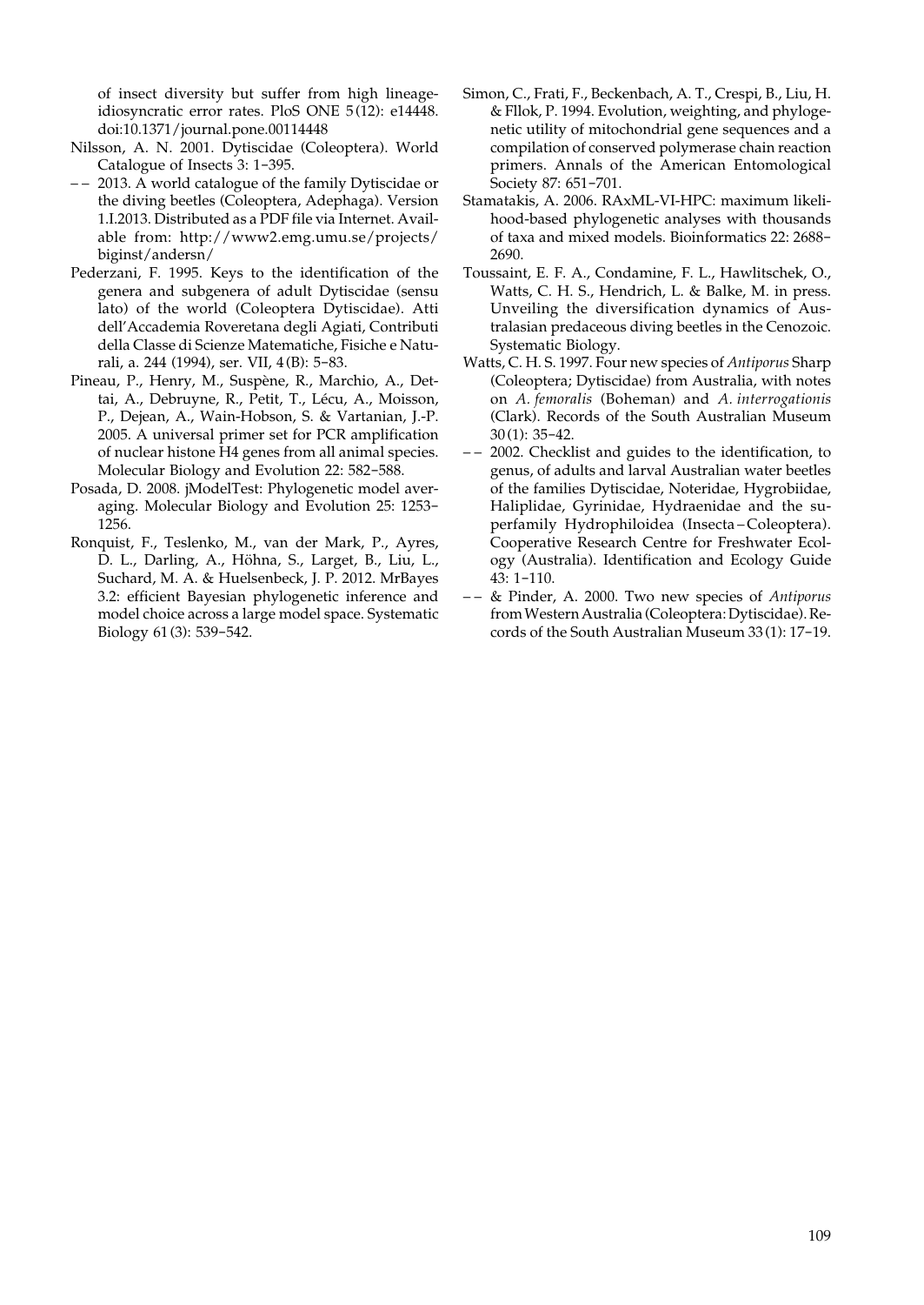of insect diversity but suffer from high lineage-idiosyncratic error rates. PloS ONE 5 (12): e14448. doi:10.1371/journal.pone.00114448

Nilsson, A. N. 2001. Dytiscidae (Coleoptera). World Catalogue of Insects 3: 1–395.

–– 2013. A world catalogue of the family Dytiscidae or the diving beetles (Coleoptera, Adephaga). Version 1.I.2013. Distributed as a PDF file via Internet. Available from: http://www2.emg.umu.se/projects/biginst/andersn/

Pederzani, F. 1995. Keys to the identification of the genera and subgenera of adult Dytiscidae (sensu lato) of the world (Coleoptera Dytiscidae). Atti dell'Accademia Roveretana degli Agiati, Contributi della Classe di Scienze Matematiche, Fisiche e Naturali, a. 244 (1994), ser. VII, 4 (B): 5–83.

Pineau, P., Henry, M., Suspène, R., Marchio, A., Dettai, A., Debruyne, R., Petit, T., Lécu, A., Moisson, P., Dejean, A., Wain-Hobson, S. & Vartanian, J.-P. 2005. A universal primer set for PCR amplification of nuclear histone H4 genes from all animal species. Molecular Biology and Evolution 22: 582–588.

Posada, D. 2008. jModelTest: Phylogenetic model averaging. Molecular Biology and Evolution 25: 1253–1256.

Ronquist, F., Teslenko, M., van der Mark, P., Ayres, D. L., Darling, A., Höhna, S., Larget, B., Liu, L., Suchard, M. A. & Huelsenbeck, J. P. 2012. MrBayes 3.2: efficient Bayesian phylogenetic inference and model choice across a large model space. Systematic Biology 61 (3): 539–542.

Simon, C., Frati, F., Beckenbach, A. T., Crespi, B., Liu, H. & Fllok, P. 1994. Evolution, weighting, and phylogenetic utility of mitochondrial gene sequences and a compilation of conserved polymerase chain reaction primers. Annals of the American Entomological Society 87: 651–701.

Stamatakis, A. 2006. RAxML-VI-HPC: maximum likelihood-based phylogenetic analyses with thousands of taxa and mixed models. Bioinformatics 22: 2688–2690.

Toussaint, E. F. A., Condamine, F. L., Hawlitschek, O., Watts, C. H. S., Hendrich, L. & Balke, M. in press. Unveiling the diversification dynamics of Australasian predaceous diving beetles in the Cenozoic. Systematic Biology.

Watts, C. H. S. 1997. Four new species of *Antiporus* Sharp (Coleoptera; Dytiscidae) from Australia, with notes on *A. femoralis* (Boheman) and *A. interrogationis* (Clark). Records of the South Australian Museum 30 (1): 35–42.

–– 2002. Checklist and guides to the identification, to genus, of adults and larval Australian water beetles of the families Dytiscidae, Noteridae, Hygrobiidae, Haliplidae, Gyrinidae, Hydraenidae and the superfamily Hydrophiloidea (Insecta – Coleoptera). Cooperative Research Centre for Freshwater Ecology (Australia). Identification and Ecology Guide 43: 1–110.

–– & Pinder, A. 2000. Two new species of *Antiporus* from Western Australia (Coleoptera: Dytiscidae). Records of the South Australian Museum 33 (1): 17–19.